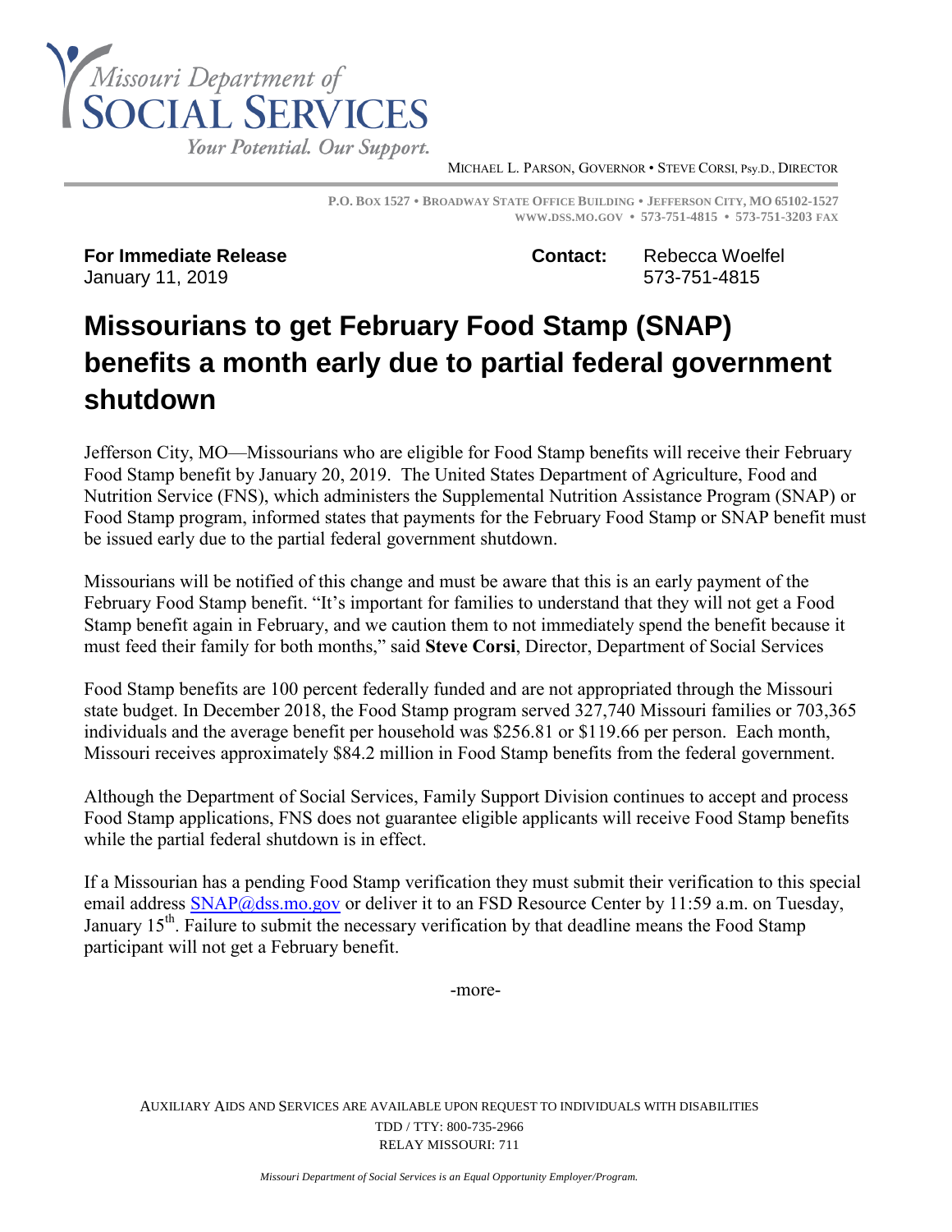Missouri Department of
SOCIAL SERVICES
*Your Potential. Our Support.*

MICHAEL L. PARSON, GOVERNOR • STEVE CORSI, Psy.D., DIRECTOR

P.O. BOX 1527 • BROADWAY STATE OFFICE BUILDING • JEFFERSON CITY, MO 65102-1527
WWW.DSS.MO.GOV • 573-751-4815 • 573-751-3203 FAX

**For Immediate Release**
January 11, 2019

**Contact:** Rebecca Woelfel
573-751-4815

# Missourians to get February Food Stamp (SNAP) benefits a month early due to partial federal government shutdown

Jefferson City, MO—Missourians who are eligible for Food Stamp benefits will receive their February Food Stamp benefit by January 20, 2019. The United States Department of Agriculture, Food and Nutrition Service (FNS), which administers the Supplemental Nutrition Assistance Program (SNAP) or Food Stamp program, informed states that payments for the February Food Stamp or SNAP benefit must be issued early due to the partial federal government shutdown.

Missourians will be notified of this change and must be aware that this is an early payment of the February Food Stamp benefit. "It's important for families to understand that they will not get a Food Stamp benefit again in February, and we caution them to not immediately spend the benefit because it must feed their family for both months," said **Steve Corsi**, Director, Department of Social Services

Food Stamp benefits are 100 percent federally funded and are not appropriated through the Missouri state budget. In December 2018, the Food Stamp program served 327,740 Missouri families or 703,365 individuals and the average benefit per household was $256.81 or $119.66 per person. Each month, Missouri receives approximately $84.2 million in Food Stamp benefits from the federal government.

Although the Department of Social Services, Family Support Division continues to accept and process Food Stamp applications, FNS does not guarantee eligible applicants will receive Food Stamp benefits while the partial federal shutdown is in effect.

If a Missourian has a pending Food Stamp verification they must submit their verification to this special email address SNAP@dss.mo.gov or deliver it to an FSD Resource Center by 11:59 a.m. on Tuesday, January 15th. Failure to submit the necessary verification by that deadline means the Food Stamp participant will not get a February benefit.

-more-

AUXILIARY AIDS AND SERVICES ARE AVAILABLE UPON REQUEST TO INDIVIDUALS WITH DISABILITIES
TDD / TTY: 800-735-2966
RELAY MISSOURI: 711

*Missouri Department of Social Services is an Equal Opportunity Employer/Program.*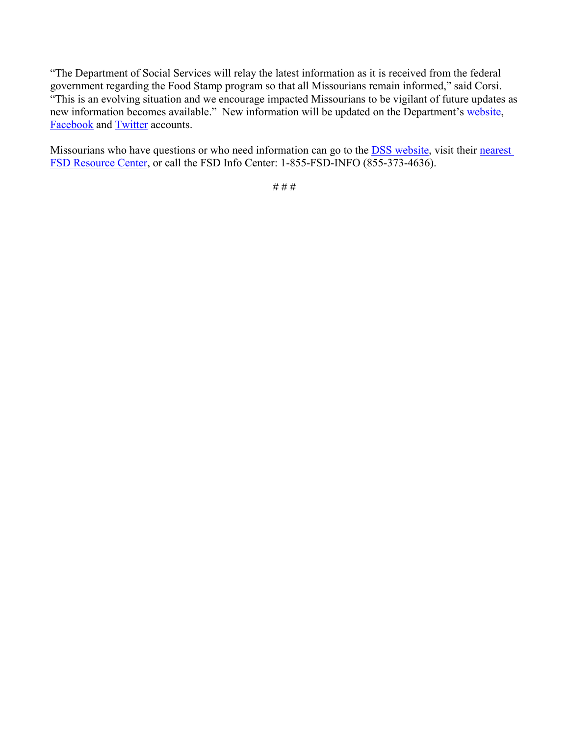"The Department of Social Services will relay the latest information as it is received from the federal government regarding the Food Stamp program so that all Missourians remain informed," said Corsi. "This is an evolving situation and we encourage impacted Missourians to be vigilant of future updates as new information becomes available." New information will be updated on the Department's website, Facebook and Twitter accounts.

Missourians who have questions or who need information can go to the DSS website, visit their nearest FSD Resource Center, or call the FSD Info Center: 1-855-FSD-INFO (855-373-4636).

# # #